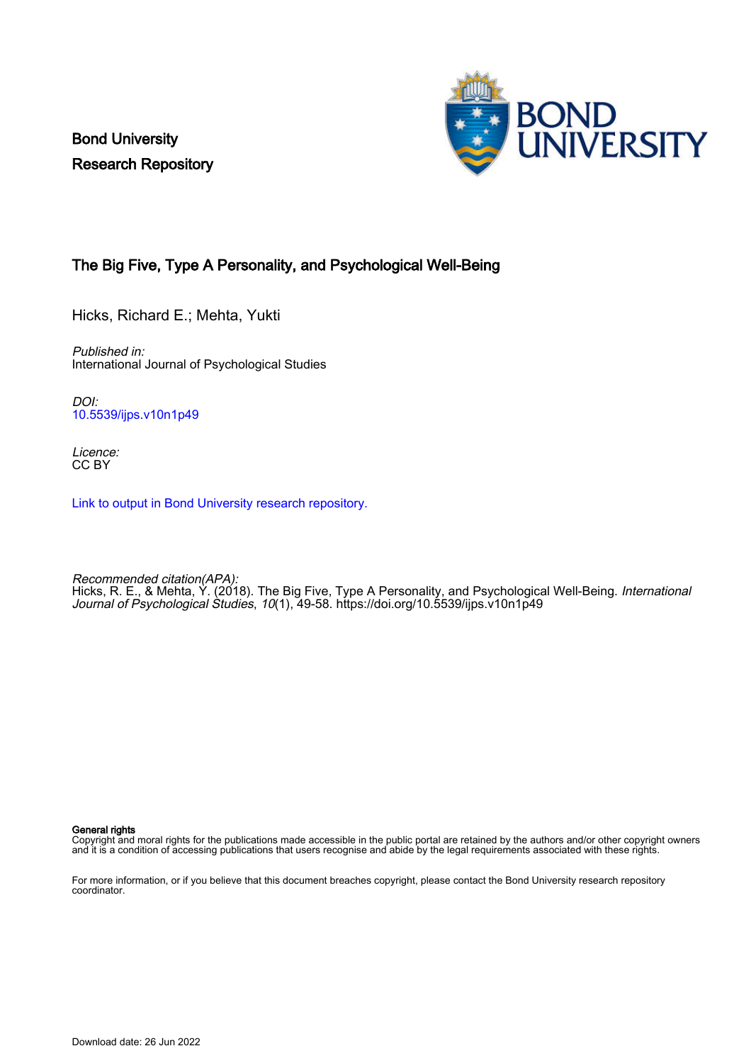Bond University
Research Repository

# The Big Five, Type A Personality, and Psychological Well-Being

Hicks, Richard E.; Mehta, Yukti

*Published in:*
International Journal of Psychological Studies

*DOI:*
10.5539/ijps.v10n1p49

*Licence:*
CC BY

Link to output in Bond University research repository.

*Recommended citation(APA):*
Hicks, R. E., & Mehta, Y. (2018). The Big Five, Type A Personality, and Psychological Well-Being. *International Journal of Psychological Studies*, *10*(1), 49-58. https://doi.org/10.5539/ijps.v10n1p49

**General rights**
Copyright and moral rights for the publications made accessible in the public portal are retained by the authors and/or other copyright owners and it is a condition of accessing publications that users recognise and abide by the legal requirements associated with these rights.

For more information, or if you believe that this document breaches copyright, please contact the Bond University research repository coordinator.

Download date: 26 Jun 2022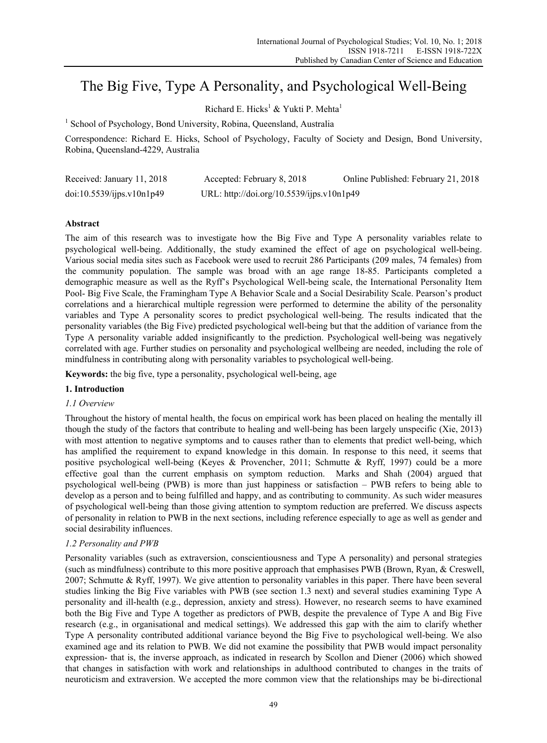# The Big Five, Type A Personality, and Psychological Well-Being

Richard E. Hicks[1] & Yukti P. Mehta[1]

[1] School of Psychology, Bond University, Robina, Queensland, Australia

Correspondence: Richard E. Hicks, School of Psychology, Faculty of Society and Design, Bond University, Robina, Queensland-4229, Australia

| Received: January 11, 2018 | Accepted: February 8, 2018 | Online Published: February 21, 2018 |
|---|---|---|
| doi:10.5539/ijps.v10n1p49 | URL: http://doi.org/10.5539/ijps.v10n1p49 | |

## Abstract

The aim of this research was to investigate how the Big Five and Type A personality variables relate to psychological well-being. Additionally, the study examined the effect of age on psychological well-being. Various social media sites such as Facebook were used to recruit 286 Participants (209 males, 74 females) from the community population. The sample was broad with an age range 18-85. Participants completed a demographic measure as well as the Ryff's Psychological Well-being scale, the International Personality Item Pool- Big Five Scale, the Framingham Type A Behavior Scale and a Social Desirability Scale. Pearson's product correlations and a hierarchical multiple regression were performed to determine the ability of the personality variables and Type A personality scores to predict psychological well-being. The results indicated that the personality variables (the Big Five) predicted psychological well-being but that the addition of variance from the Type A personality variable added insignificantly to the prediction. Psychological well-being was negatively correlated with age. Further studies on personality and psychological wellbeing are needed, including the role of mindfulness in contributing along with personality variables to psychological well-being.

**Keywords:** the big five, type a personality, psychological well-being, age

## 1. Introduction

### *1.1 Overview*

Throughout the history of mental health, the focus on empirical work has been placed on healing the mentally ill though the study of the factors that contribute to healing and well-being has been largely unspecific (Xie, 2013) with most attention to negative symptoms and to causes rather than to elements that predict well-being, which has amplified the requirement to expand knowledge in this domain. In response to this need, it seems that positive psychological well-being (Keyes & Provencher, 2011; Schmutte & Ryff, 1997) could be a more effective goal than the current emphasis on symptom reduction. Marks and Shah (2004) argued that psychological well-being (PWB) is more than just happiness or satisfaction – PWB refers to being able to develop as a person and to being fulfilled and happy, and as contributing to community. As such wider measures of psychological well-being than those giving attention to symptom reduction are preferred. We discuss aspects of personality in relation to PWB in the next sections, including reference especially to age as well as gender and social desirability influences.

### *1.2 Personality and PWB*

Personality variables (such as extraversion, conscientiousness and Type A personality) and personal strategies (such as mindfulness) contribute to this more positive approach that emphasises PWB (Brown, Ryan, & Creswell, 2007; Schmutte & Ryff, 1997). We give attention to personality variables in this paper. There have been several studies linking the Big Five variables with PWB (see section 1.3 next) and several studies examining Type A personality and ill-health (e.g., depression, anxiety and stress). However, no research seems to have examined both the Big Five and Type A together as predictors of PWB, despite the prevalence of Type A and Big Five research (e.g., in organisational and medical settings). We addressed this gap with the aim to clarify whether Type A personality contributed additional variance beyond the Big Five to psychological well-being. We also examined age and its relation to PWB. We did not examine the possibility that PWB would impact personality expression- that is, the inverse approach, as indicated in research by Scollon and Diener (2006) which showed that changes in satisfaction with work and relationships in adulthood contributed to changes in the traits of neuroticism and extraversion. We accepted the more common view that the relationships may be bi-directional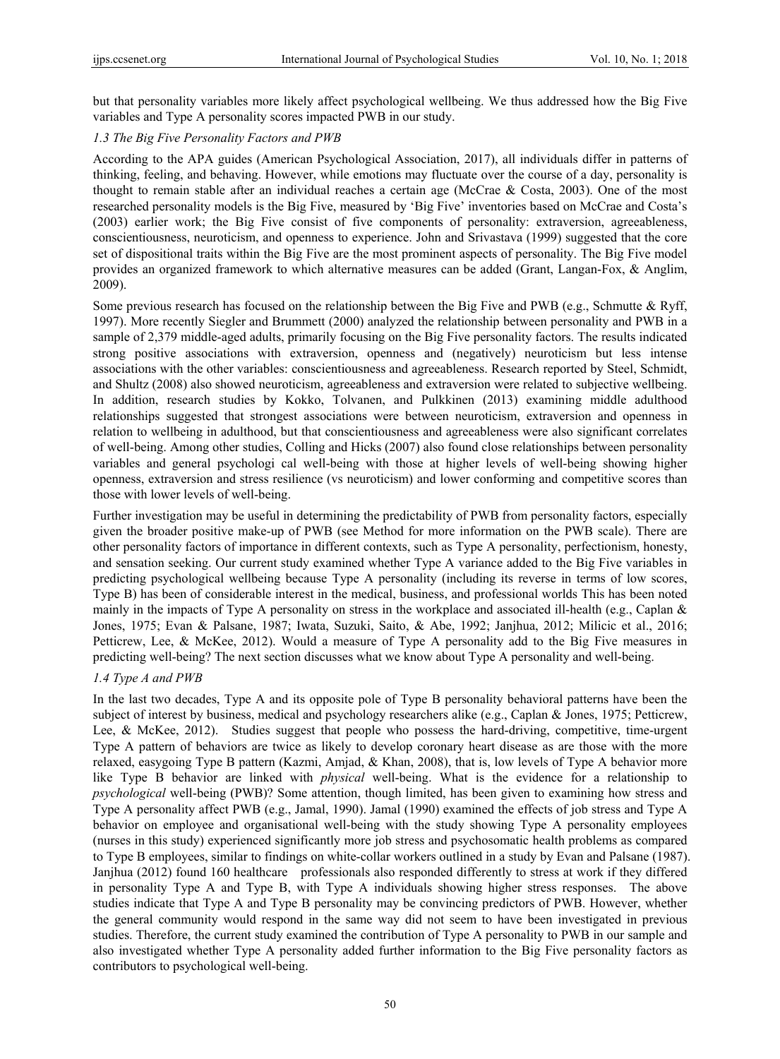but that personality variables more likely affect psychological wellbeing. We thus addressed how the Big Five variables and Type A personality scores impacted PWB in our study.

### *1.3 The Big Five Personality Factors and PWB*

According to the APA guides (American Psychological Association, 2017), all individuals differ in patterns of thinking, feeling, and behaving. However, while emotions may fluctuate over the course of a day, personality is thought to remain stable after an individual reaches a certain age (McCrae & Costa, 2003). One of the most researched personality models is the Big Five, measured by 'Big Five' inventories based on McCrae and Costa's (2003) earlier work; the Big Five consist of five components of personality: extraversion, agreeableness, conscientiousness, neuroticism, and openness to experience. John and Srivastava (1999) suggested that the core set of dispositional traits within the Big Five are the most prominent aspects of personality. The Big Five model provides an organized framework to which alternative measures can be added (Grant, Langan-Fox, & Anglim, 2009).

Some previous research has focused on the relationship between the Big Five and PWB (e.g., Schmutte & Ryff, 1997). More recently Siegler and Brummett (2000) analyzed the relationship between personality and PWB in a sample of 2,379 middle-aged adults, primarily focusing on the Big Five personality factors. The results indicated strong positive associations with extraversion, openness and (negatively) neuroticism but less intense associations with the other variables: conscientiousness and agreeableness. Research reported by Steel, Schmidt, and Shultz (2008) also showed neuroticism, agreeableness and extraversion were related to subjective wellbeing. In addition, research studies by Kokko, Tolvanen, and Pulkkinen (2013) examining middle adulthood relationships suggested that strongest associations were between neuroticism, extraversion and openness in relation to wellbeing in adulthood, but that conscientiousness and agreeableness were also significant correlates of well-being. Among other studies, Colling and Hicks (2007) also found close relationships between personality variables and general psychologi cal well-being with those at higher levels of well-being showing higher openness, extraversion and stress resilience (vs neuroticism) and lower conforming and competitive scores than those with lower levels of well-being.

Further investigation may be useful in determining the predictability of PWB from personality factors, especially given the broader positive make-up of PWB (see Method for more information on the PWB scale). There are other personality factors of importance in different contexts, such as Type A personality, perfectionism, honesty, and sensation seeking. Our current study examined whether Type A variance added to the Big Five variables in predicting psychological wellbeing because Type A personality (including its reverse in terms of low scores, Type B) has been of considerable interest in the medical, business, and professional worlds This has been noted mainly in the impacts of Type A personality on stress in the workplace and associated ill-health (e.g., Caplan & Jones, 1975; Evan & Palsane, 1987; Iwata, Suzuki, Saito, & Abe, 1992; Janjhua, 2012; Milicic et al., 2016; Petticrew, Lee, & McKee, 2012). Would a measure of Type A personality add to the Big Five measures in predicting well-being? The next section discusses what we know about Type A personality and well-being.

### *1.4 Type A and PWB*

In the last two decades, Type A and its opposite pole of Type B personality behavioral patterns have been the subject of interest by business, medical and psychology researchers alike (e.g., Caplan & Jones, 1975; Petticrew, Lee, & McKee, 2012). Studies suggest that people who possess the hard-driving, competitive, time-urgent Type A pattern of behaviors are twice as likely to develop coronary heart disease as are those with the more relaxed, easygoing Type B pattern (Kazmi, Amjad, & Khan, 2008), that is, low levels of Type A behavior more like Type B behavior are linked with *physical* well-being. What is the evidence for a relationship to *psychological* well-being (PWB)? Some attention, though limited, has been given to examining how stress and Type A personality affect PWB (e.g., Jamal, 1990). Jamal (1990) examined the effects of job stress and Type A behavior on employee and organisational well-being with the study showing Type A personality employees (nurses in this study) experienced significantly more job stress and psychosomatic health problems as compared to Type B employees, similar to findings on white-collar workers outlined in a study by Evan and Palsane (1987). Janjhua (2012) found 160 healthcare professionals also responded differently to stress at work if they differed in personality Type A and Type B, with Type A individuals showing higher stress responses. The above studies indicate that Type A and Type B personality may be convincing predictors of PWB. However, whether the general community would respond in the same way did not seem to have been investigated in previous studies. Therefore, the current study examined the contribution of Type A personality to PWB in our sample and also investigated whether Type A personality added further information to the Big Five personality factors as contributors to psychological well-being.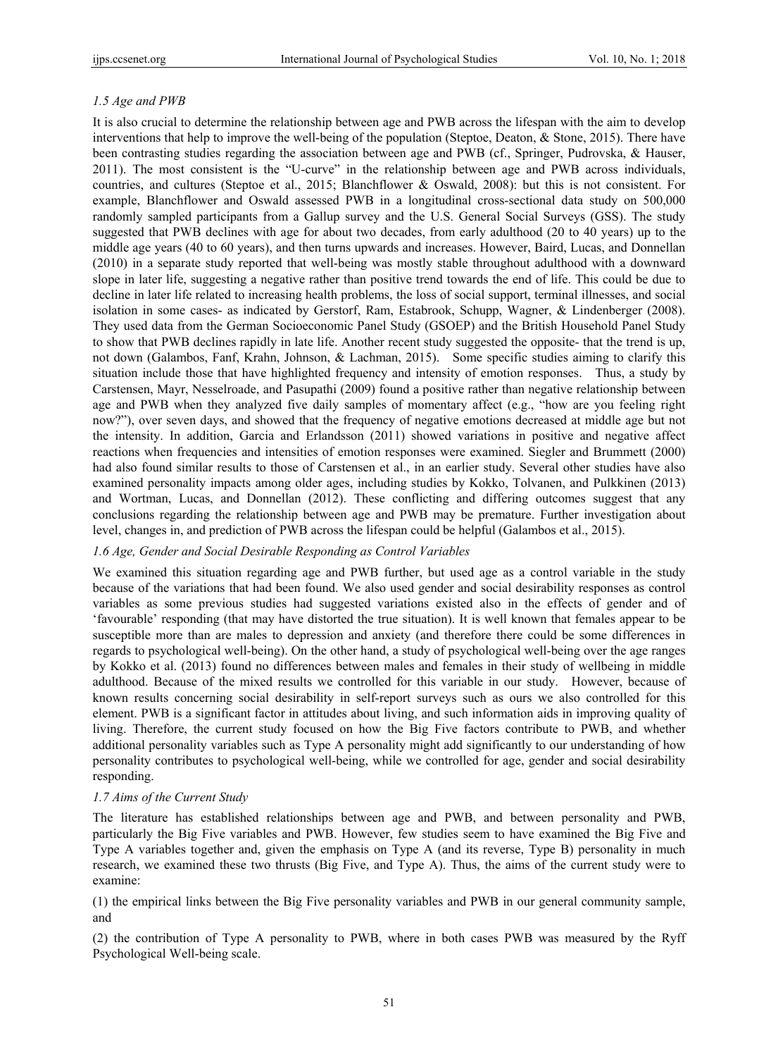### *1.5 Age and PWB*

It is also crucial to determine the relationship between age and PWB across the lifespan with the aim to develop interventions that help to improve the well-being of the population (Steptoe, Deaton, & Stone, 2015). There have been contrasting studies regarding the association between age and PWB (cf., Springer, Pudrovska, & Hauser, 2011). The most consistent is the "U-curve" in the relationship between age and PWB across individuals, countries, and cultures (Steptoe et al., 2015; Blanchflower & Oswald, 2008): but this is not consistent. For example, Blanchflower and Oswald assessed PWB in a longitudinal cross-sectional data study on 500,000 randomly sampled participants from a Gallup survey and the U.S. General Social Surveys (GSS). The study suggested that PWB declines with age for about two decades, from early adulthood (20 to 40 years) up to the middle age years (40 to 60 years), and then turns upwards and increases. However, Baird, Lucas, and Donnellan (2010) in a separate study reported that well-being was mostly stable throughout adulthood with a downward slope in later life, suggesting a negative rather than positive trend towards the end of life. This could be due to decline in later life related to increasing health problems, the loss of social support, terminal illnesses, and social isolation in some cases- as indicated by Gerstorf, Ram, Estabrook, Schupp, Wagner, & Lindenberger (2008). They used data from the German Socioeconomic Panel Study (GSOEP) and the British Household Panel Study to show that PWB declines rapidly in late life. Another recent study suggested the opposite- that the trend is up, not down (Galambos, Fanf, Krahn, Johnson, & Lachman, 2015). Some specific studies aiming to clarify this situation include those that have highlighted frequency and intensity of emotion responses. Thus, a study by Carstensen, Mayr, Nesselroade, and Pasupathi (2009) found a positive rather than negative relationship between age and PWB when they analyzed five daily samples of momentary affect (e.g., "how are you feeling right now?"), over seven days, and showed that the frequency of negative emotions decreased at middle age but not the intensity. In addition, Garcia and Erlandsson (2011) showed variations in positive and negative affect reactions when frequencies and intensities of emotion responses were examined. Siegler and Brummett (2000) had also found similar results to those of Carstensen et al., in an earlier study. Several other studies have also examined personality impacts among older ages, including studies by Kokko, Tolvanen, and Pulkkinen (2013) and Wortman, Lucas, and Donnellan (2012). These conflicting and differing outcomes suggest that any conclusions regarding the relationship between age and PWB may be premature. Further investigation about level, changes in, and prediction of PWB across the lifespan could be helpful (Galambos et al., 2015).

### *1.6 Age, Gender and Social Desirable Responding as Control Variables*

We examined this situation regarding age and PWB further, but used age as a control variable in the study because of the variations that had been found. We also used gender and social desirability responses as control variables as some previous studies had suggested variations existed also in the effects of gender and of 'favourable' responding (that may have distorted the true situation). It is well known that females appear to be susceptible more than are males to depression and anxiety (and therefore there could be some differences in regards to psychological well-being). On the other hand, a study of psychological well-being over the age ranges by Kokko et al. (2013) found no differences between males and females in their study of wellbeing in middle adulthood. Because of the mixed results we controlled for this variable in our study. However, because of known results concerning social desirability in self-report surveys such as ours we also controlled for this element. PWB is a significant factor in attitudes about living, and such information aids in improving quality of living. Therefore, the current study focused on how the Big Five factors contribute to PWB, and whether additional personality variables such as Type A personality might add significantly to our understanding of how personality contributes to psychological well-being, while we controlled for age, gender and social desirability responding.

### *1.7 Aims of the Current Study*

The literature has established relationships between age and PWB, and between personality and PWB, particularly the Big Five variables and PWB. However, few studies seem to have examined the Big Five and Type A variables together and, given the emphasis on Type A (and its reverse, Type B) personality in much research, we examined these two thrusts (Big Five, and Type A). Thus, the aims of the current study were to examine:

(1) the empirical links between the Big Five personality variables and PWB in our general community sample, and

(2) the contribution of Type A personality to PWB, where in both cases PWB was measured by the Ryff Psychological Well-being scale.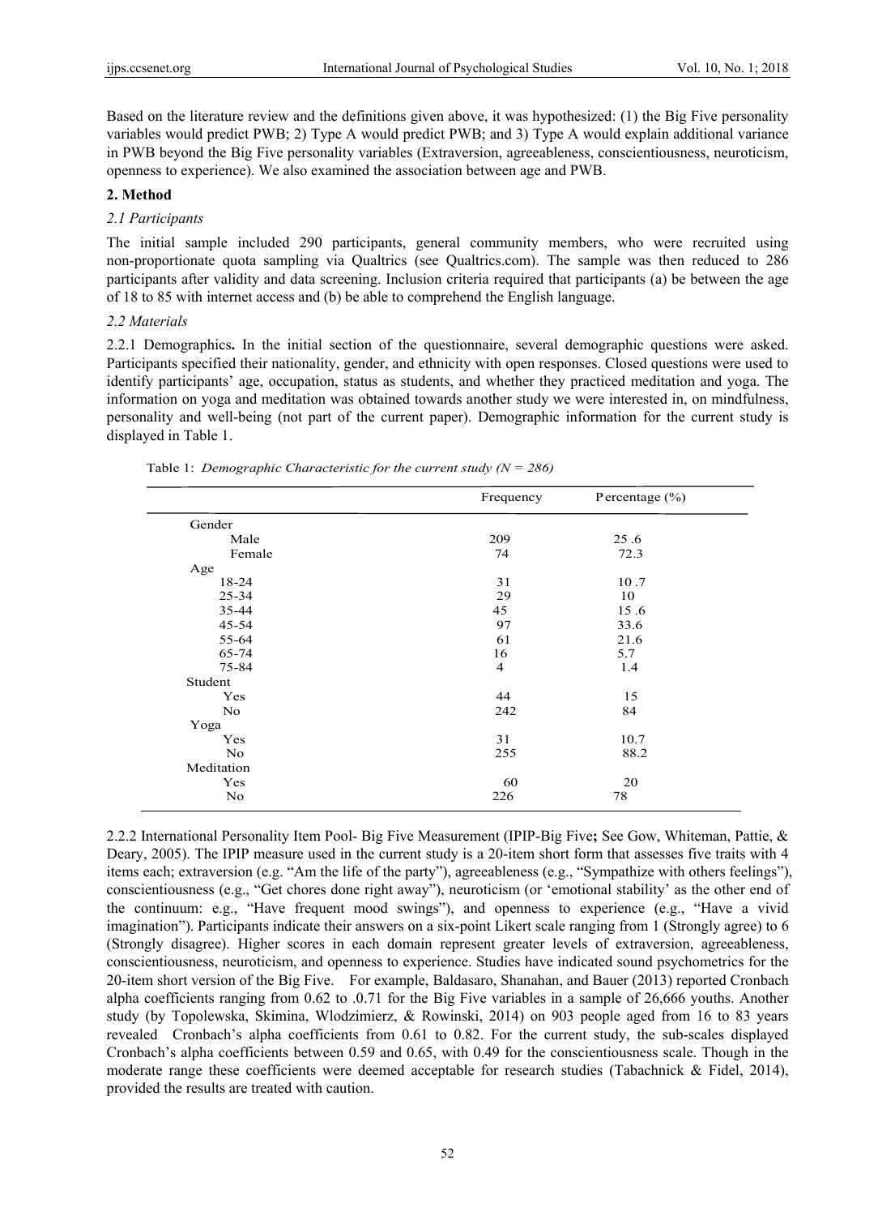Based on the literature review and the definitions given above, it was hypothesized: (1) the Big Five personality variables would predict PWB; 2) Type A would predict PWB; and 3) Type A would explain additional variance in PWB beyond the Big Five personality variables (Extraversion, agreeableness, conscientiousness, neuroticism, openness to experience). We also examined the association between age and PWB.

## 2. Method

### *2.1 Participants*

The initial sample included 290 participants, general community members, who were recruited using non-proportionate quota sampling via Qualtrics (see Qualtrics.com). The sample was then reduced to 286 participants after validity and data screening. Inclusion criteria required that participants (a) be between the age of 18 to 85 with internet access and (b) be able to comprehend the English language.

### *2.2 Materials*

2.2.1 Demographics**.** In the initial section of the questionnaire, several demographic questions were asked. Participants specified their nationality, gender, and ethnicity with open responses. Closed questions were used to identify participants' age, occupation, status as students, and whether they practiced meditation and yoga. The information on yoga and meditation was obtained towards another study we were interested in, on mindfulness, personality and well-being (not part of the current paper). Demographic information for the current study is displayed in Table 1.

Table 1: *Demographic Characteristic for the current study (N = 286)*

| | Frequency | Percentage (%) |
|---|---|---|
| Gender | | |
| Male | 209 | 25 .6 |
| Female | 74 | 72.3 |
| Age | | |
| 18-24 | 31 | 10 .7 |
| 25-34 | 29 | 10 |
| 35-44 | 45 | 15 .6 |
| 45-54 | 97 | 33.6 |
| 55-64 | 61 | 21.6 |
| 65-74 | 16 | 5.7 |
| 75-84 | 4 | 1.4 |
| Student | | |
| Yes | 44 | 15 |
| No | 242 | 84 |
| Yoga | | |
| Yes | 31 | 10.7 |
| No | 255 | 88.2 |
| Meditation | | |
| Yes | 60 | 20 |
| No | 226 | 78 |

2.2.2 International Personality Item Pool- Big Five Measurement (IPIP-Big Five**;** See Gow, Whiteman, Pattie, & Deary, 2005). The IPIP measure used in the current study is a 20-item short form that assesses five traits with 4 items each; extraversion (e.g. "Am the life of the party"), agreeableness (e.g., "Sympathize with others feelings"), conscientiousness (e.g., "Get chores done right away"), neuroticism (or 'emotional stability' as the other end of the continuum: e.g., "Have frequent mood swings"), and openness to experience (e.g., "Have a vivid imagination"). Participants indicate their answers on a six-point Likert scale ranging from 1 (Strongly agree) to 6 (Strongly disagree). Higher scores in each domain represent greater levels of extraversion, agreeableness, conscientiousness, neuroticism, and openness to experience. Studies have indicated sound psychometrics for the 20-item short version of the Big Five. For example, Baldasaro, Shanahan, and Bauer (2013) reported Cronbach alpha coefficients ranging from 0.62 to .0.71 for the Big Five variables in a sample of 26,666 youths. Another study (by Topolewska, Skimina, Wlodzimierz, & Rowinski, 2014) on 903 people aged from 16 to 83 years revealed Cronbach's alpha coefficients from 0.61 to 0.82. For the current study, the sub-scales displayed Cronbach's alpha coefficients between 0.59 and 0.65, with 0.49 for the conscientiousness scale. Though in the moderate range these coefficients were deemed acceptable for research studies (Tabachnick & Fidel, 2014), provided the results are treated with caution.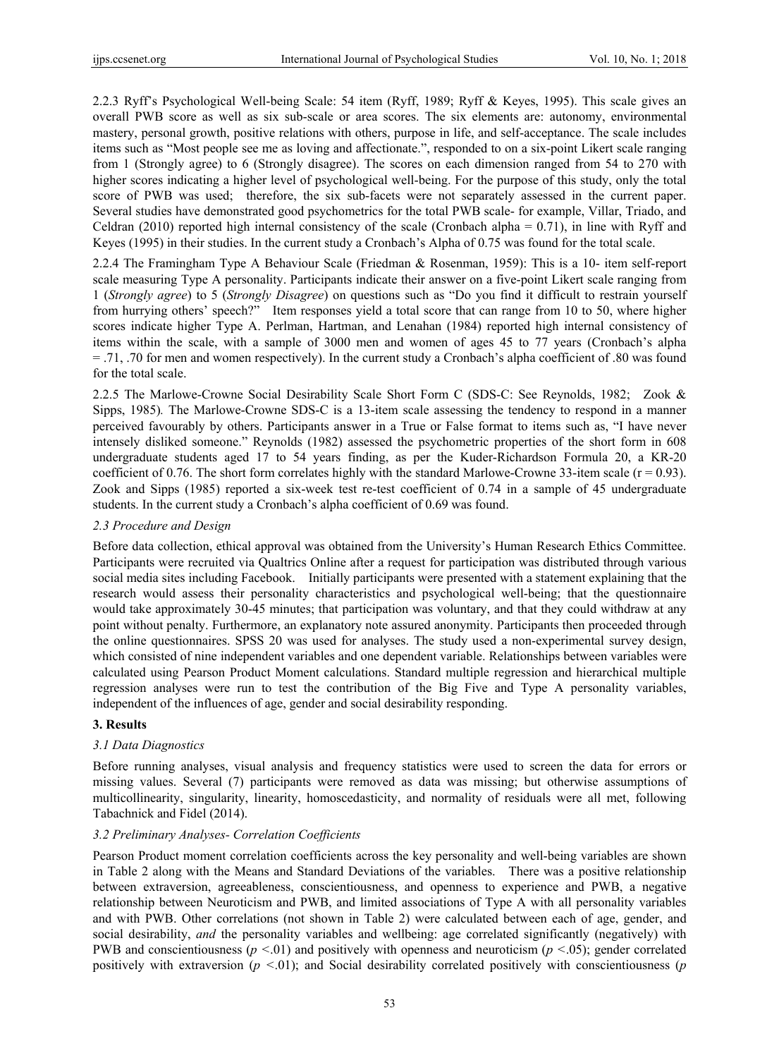2.2.3 Ryff's Psychological Well-being Scale: 54 item (Ryff, 1989; Ryff & Keyes, 1995). This scale gives an overall PWB score as well as six sub-scale or area scores. The six elements are: autonomy, environmental mastery, personal growth, positive relations with others, purpose in life, and self-acceptance. The scale includes items such as "Most people see me as loving and affectionate.", responded to on a six-point Likert scale ranging from 1 (Strongly agree) to 6 (Strongly disagree). The scores on each dimension ranged from 54 to 270 with higher scores indicating a higher level of psychological well-being. For the purpose of this study, only the total score of PWB was used; therefore, the six sub-facets were not separately assessed in the current paper. Several studies have demonstrated good psychometrics for the total PWB scale- for example, Villar, Triado, and Celdran (2010) reported high internal consistency of the scale (Cronbach alpha = 0.71), in line with Ryff and Keyes (1995) in their studies. In the current study a Cronbach's Alpha of 0.75 was found for the total scale.

2.2.4 The Framingham Type A Behaviour Scale (Friedman & Rosenman, 1959): This is a 10- item self-report scale measuring Type A personality. Participants indicate their answer on a five-point Likert scale ranging from 1 (*Strongly agree*) to 5 (*Strongly Disagree*) on questions such as "Do you find it difficult to restrain yourself from hurrying others' speech?" Item responses yield a total score that can range from 10 to 50, where higher scores indicate higher Type A. Perlman, Hartman, and Lenahan (1984) reported high internal consistency of items within the scale, with a sample of 3000 men and women of ages 45 to 77 years (Cronbach's alpha = .71, .70 for men and women respectively). In the current study a Cronbach's alpha coefficient of .80 was found for the total scale.

2.2.5 The Marlowe-Crowne Social Desirability Scale Short Form C (SDS-C: See Reynolds, 1982; Zook & Sipps, 1985). The Marlowe-Crowne SDS-C is a 13-item scale assessing the tendency to respond in a manner perceived favourably by others. Participants answer in a True or False format to items such as, "I have never intensely disliked someone." Reynolds (1982) assessed the psychometric properties of the short form in 608 undergraduate students aged 17 to 54 years finding, as per the Kuder-Richardson Formula 20, a KR-20 coefficient of 0.76. The short form correlates highly with the standard Marlowe-Crowne 33-item scale ($r = 0.93$). Zook and Sipps (1985) reported a six-week test re-test coefficient of 0.74 in a sample of 45 undergraduate students. In the current study a Cronbach's alpha coefficient of 0.69 was found.

### *2.3 Procedure and Design*

Before data collection, ethical approval was obtained from the University's Human Research Ethics Committee. Participants were recruited via Qualtrics Online after a request for participation was distributed through various social media sites including Facebook. Initially participants were presented with a statement explaining that the research would assess their personality characteristics and psychological well-being; that the questionnaire would take approximately 30-45 minutes; that participation was voluntary, and that they could withdraw at any point without penalty. Furthermore, an explanatory note assured anonymity. Participants then proceeded through the online questionnaires. SPSS 20 was used for analyses. The study used a non-experimental survey design, which consisted of nine independent variables and one dependent variable. Relationships between variables were calculated using Pearson Product Moment calculations. Standard multiple regression and hierarchical multiple regression analyses were run to test the contribution of the Big Five and Type A personality variables, independent of the influences of age, gender and social desirability responding.

## 3. Results

### *3.1 Data Diagnostics*

Before running analyses, visual analysis and frequency statistics were used to screen the data for errors or missing values. Several (7) participants were removed as data was missing; but otherwise assumptions of multicollinearity, singularity, linearity, homoscedasticity, and normality of residuals were all met, following Tabachnick and Fidel (2014).

### *3.2 Preliminary Analyses- Correlation Coefficients*

Pearson Product moment correlation coefficients across the key personality and well-being variables are shown in Table 2 along with the Means and Standard Deviations of the variables. There was a positive relationship between extraversion, agreeableness, conscientiousness, and openness to experience and PWB, a negative relationship between Neuroticism and PWB, and limited associations of Type A with all personality variables and with PWB. Other correlations (not shown in Table 2) were calculated between each of age, gender, and social desirability, *and* the personality variables and wellbeing: age correlated significantly (negatively) with PWB and conscientiousness ($p < .01$) and positively with openness and neuroticism ($p < .05$); gender correlated positively with extraversion ($p < .01$); and Social desirability correlated positively with conscientiousness (*p*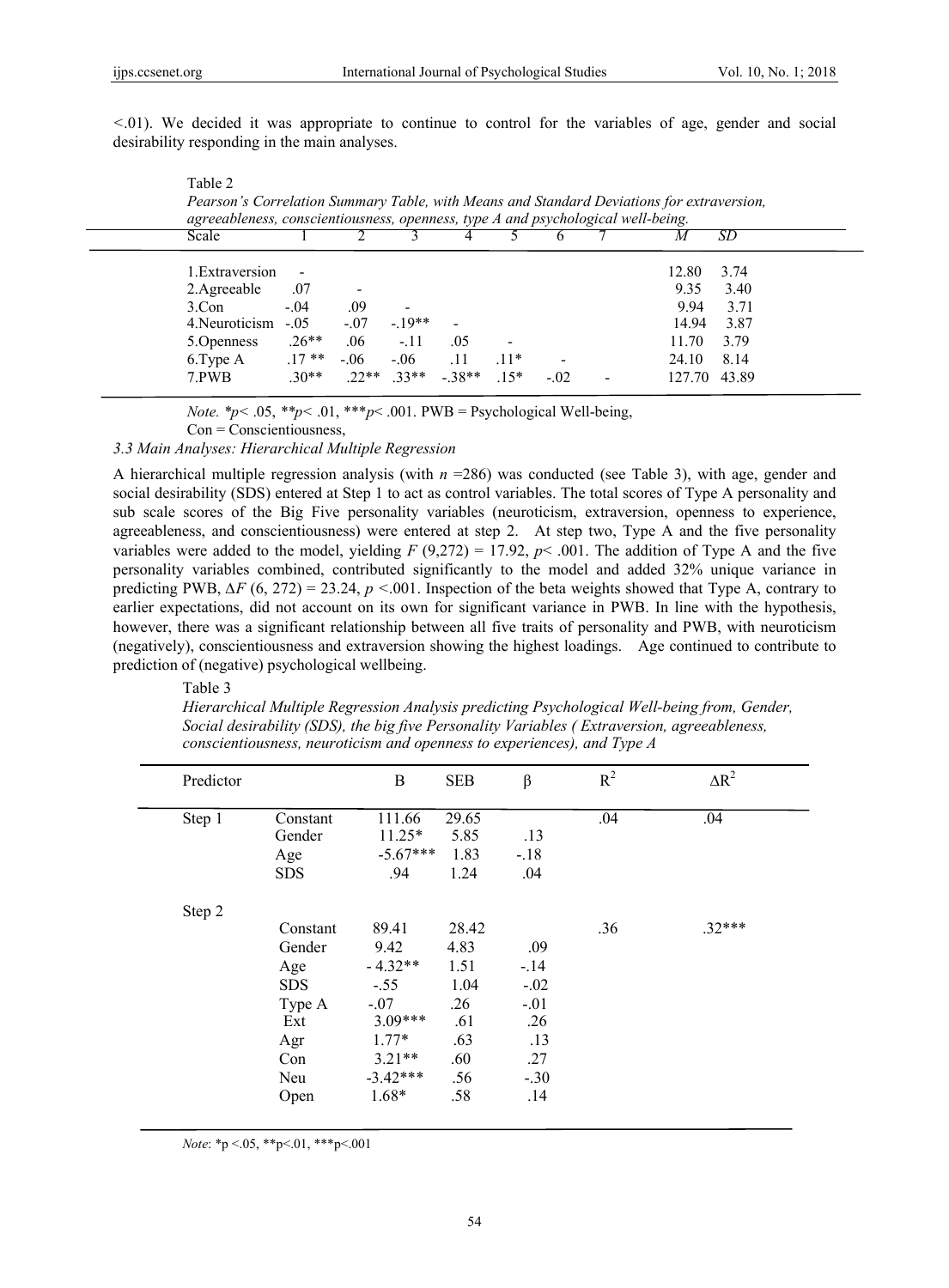<.01). We decided it was appropriate to continue to control for the variables of age, gender and social desirability responding in the main analyses.

Table 2

*Pearson's Correlation Summary Table, with Means and Standard Deviations for extraversion, agreeableness, conscientiousness, openness, type A and psychological well-being.*

| Scale | 1 | 2 | 3 | 4 | 5 | 6 | 7 | *M* | *SD* |
|---|---|---|---|---|---|---|---|---|---|
| 1.Extraversion | - | | | | | | | 12.80 | 3.74 |
| 2.Agreeable | .07 | - | | | | | | 9.35 | 3.40 |
| 3.Con | -.04 | .09 | - | | | | | 9.94 | 3.71 |
| 4.Neuroticism | -.05 | -.07 | -.19** | - | | | | 14.94 | 3.87 |
| 5.Openness | .26** | .06 | -.11 | .05 | - | | | 11.70 | 3.79 |
| 6.Type A | .17 ** | -.06 | -.06 | .11 | .11* | - | | 24.10 | 8.14 |
| 7.PWB | .30** | .22** | .33** | -.38** | .15* | -.02 | - | 127.70 | 43.89 |

*Note.* *$p< .05$, **$p< .01$, ***$p< .001$. PWB = Psychological Well-being, Con = Conscientiousness,

### 3.3 Main Analyses: Hierarchical Multiple Regression

A hierarchical multiple regression analysis (with $n = 286$) was conducted (see Table 3), with age, gender and social desirability (SDS) entered at Step 1 to act as control variables. The total scores of Type A personality and sub scale scores of the Big Five personality variables (neuroticism, extraversion, openness to experience, agreeableness, and conscientiousness) were entered at step 2. At step two, Type A and the five personality variables were added to the model, yielding $F$ (9,272) = 17.92, $p< .001$. The addition of Type A and the five personality variables combined, contributed significantly to the model and added 32% unique variance in predicting PWB, $\Delta F$ (6, 272) = 23.24, $p < .001$. Inspection of the beta weights showed that Type A, contrary to earlier expectations, did not account on its own for significant variance in PWB. In line with the hypothesis, however, there was a significant relationship between all five traits of personality and PWB, with neuroticism (negatively), conscientiousness and extraversion showing the highest loadings. Age continued to contribute to prediction of (negative) psychological wellbeing.

Table 3

*Hierarchical Multiple Regression Analysis predicting Psychological Well-being from, Gender, Social desirability (SDS), the big five Personality Variables ( Extraversion, agreeableness, conscientiousness, neuroticism and openness to experiences), and Type A*

| Predictor | | B | SEB | β | $R^2$ | $\Delta R^2$ |
|---|---|---|---|---|---|---|
| Step 1 | Constant | 111.66 | 29.65 | | .04 | .04 |
| | Gender | 11.25* | 5.85 | .13 | | |
| | Age | -5.67*** | 1.83 | -.18 | | |
| | SDS | .94 | 1.24 | .04 | | |
| Step 2 | | | | | | |
| | Constant | 89.41 | 28.42 | | .36 | .32*** |
| | Gender | 9.42 | 4.83 | .09 | | |
| | Age | - 4.32** | 1.51 | -.14 | | |
| | SDS | -.55 | 1.04 | -.02 | | |
| | Type A | -.07 | .26 | -.01 | | |
| | Ext | 3.09*** | .61 | .26 | | |
| | Agr | 1.77* | .63 | .13 | | |
| | Con | 3.21** | .60 | .27 | | |
| | Neu | -3.42*** | .56 | -.30 | | |
| | Open | 1.68* | .58 | .14 | | |

*Note*: *$p <.05$, **$p<.01$, ***$p<.001$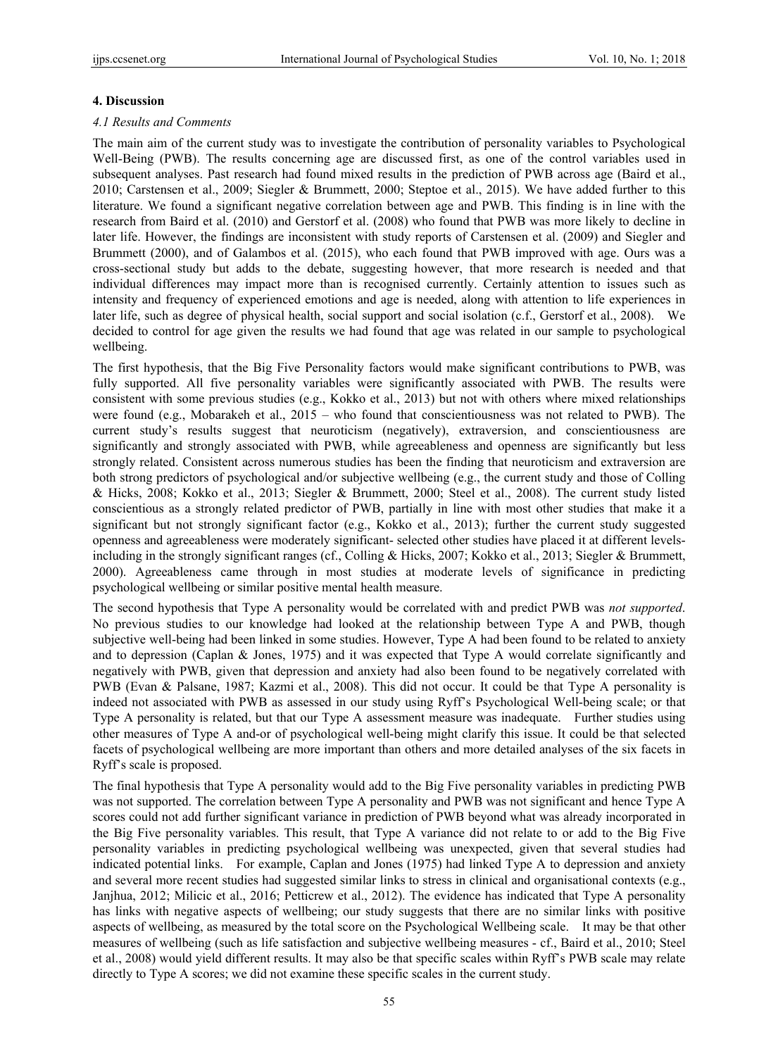## 4. Discussion

### *4.1 Results and Comments*

The main aim of the current study was to investigate the contribution of personality variables to Psychological Well-Being (PWB). The results concerning age are discussed first, as one of the control variables used in subsequent analyses. Past research had found mixed results in the prediction of PWB across age (Baird et al., 2010; Carstensen et al., 2009; Siegler & Brummett, 2000; Steptoe et al., 2015). We have added further to this literature. We found a significant negative correlation between age and PWB. This finding is in line with the research from Baird et al. (2010) and Gerstorf et al. (2008) who found that PWB was more likely to decline in later life. However, the findings are inconsistent with study reports of Carstensen et al. (2009) and Siegler and Brummett (2000), and of Galambos et al. (2015), who each found that PWB improved with age. Ours was a cross-sectional study but adds to the debate, suggesting however, that more research is needed and that individual differences may impact more than is recognised currently. Certainly attention to issues such as intensity and frequency of experienced emotions and age is needed, along with attention to life experiences in later life, such as degree of physical health, social support and social isolation (c.f., Gerstorf et al., 2008). We decided to control for age given the results we had found that age was related in our sample to psychological wellbeing.

The first hypothesis, that the Big Five Personality factors would make significant contributions to PWB, was fully supported. All five personality variables were significantly associated with PWB. The results were consistent with some previous studies (e.g., Kokko et al., 2013) but not with others where mixed relationships were found (e.g., Mobarakeh et al., 2015 – who found that conscientiousness was not related to PWB). The current study's results suggest that neuroticism (negatively), extraversion, and conscientiousness are significantly and strongly associated with PWB, while agreeableness and openness are significantly but less strongly related. Consistent across numerous studies has been the finding that neuroticism and extraversion are both strong predictors of psychological and/or subjective wellbeing (e.g., the current study and those of Colling & Hicks, 2008; Kokko et al., 2013; Siegler & Brummett, 2000; Steel et al., 2008). The current study listed conscientious as a strongly related predictor of PWB, partially in line with most other studies that make it a significant but not strongly significant factor (e.g., Kokko et al., 2013); further the current study suggested openness and agreeableness were moderately significant- selected other studies have placed it at different levels- including in the strongly significant ranges (cf., Colling & Hicks, 2007; Kokko et al., 2013; Siegler & Brummett, 2000). Agreeableness came through in most studies at moderate levels of significance in predicting psychological wellbeing or similar positive mental health measure.

The second hypothesis that Type A personality would be correlated with and predict PWB was *not supported*. No previous studies to our knowledge had looked at the relationship between Type A and PWB, though subjective well-being had been linked in some studies. However, Type A had been found to be related to anxiety and to depression (Caplan & Jones, 1975) and it was expected that Type A would correlate significantly and negatively with PWB, given that depression and anxiety had also been found to be negatively correlated with PWB (Evan & Palsane, 1987; Kazmi et al., 2008). This did not occur. It could be that Type A personality is indeed not associated with PWB as assessed in our study using Ryff's Psychological Well-being scale; or that Type A personality is related, but that our Type A assessment measure was inadequate. Further studies using other measures of Type A and-or of psychological well-being might clarify this issue. It could be that selected facets of psychological wellbeing are more important than others and more detailed analyses of the six facets in Ryff's scale is proposed.

The final hypothesis that Type A personality would add to the Big Five personality variables in predicting PWB was not supported. The correlation between Type A personality and PWB was not significant and hence Type A scores could not add further significant variance in prediction of PWB beyond what was already incorporated in the Big Five personality variables. This result, that Type A variance did not relate to or add to the Big Five personality variables in predicting psychological wellbeing was unexpected, given that several studies had indicated potential links. For example, Caplan and Jones (1975) had linked Type A to depression and anxiety and several more recent studies had suggested similar links to stress in clinical and organisational contexts (e.g., Janjhua, 2012; Milicic et al., 2016; Petticrew et al., 2012). The evidence has indicated that Type A personality has links with negative aspects of wellbeing; our study suggests that there are no similar links with positive aspects of wellbeing, as measured by the total score on the Psychological Wellbeing scale. It may be that other measures of wellbeing (such as life satisfaction and subjective wellbeing measures - cf., Baird et al., 2010; Steel et al., 2008) would yield different results. It may also be that specific scales within Ryff's PWB scale may relate directly to Type A scores; we did not examine these specific scales in the current study.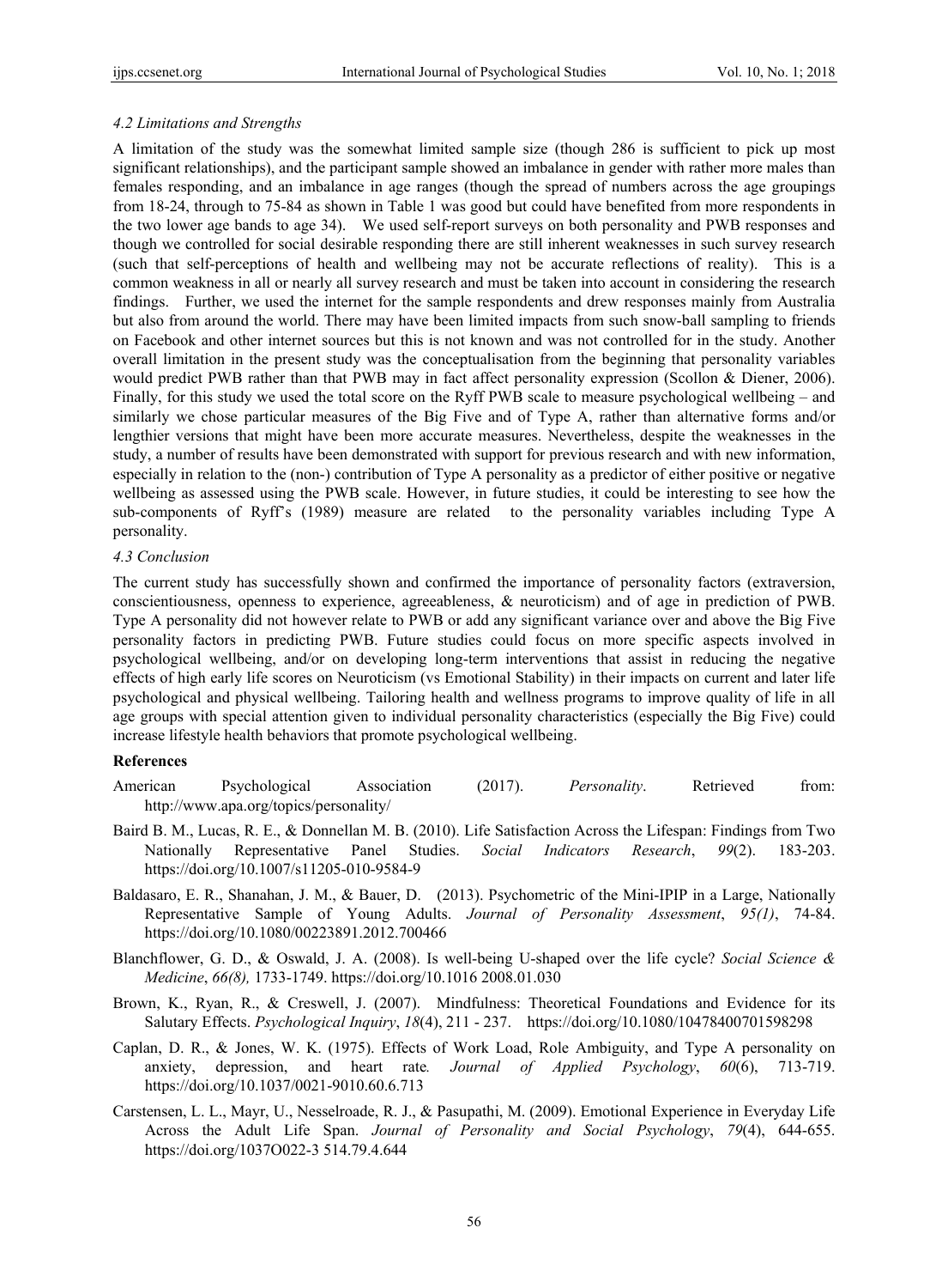### *4.2 Limitations and Strengths*

A limitation of the study was the somewhat limited sample size (though 286 is sufficient to pick up most significant relationships), and the participant sample showed an imbalance in gender with rather more males than females responding, and an imbalance in age ranges (though the spread of numbers across the age groupings from 18-24, through to 75-84 as shown in Table 1 was good but could have benefited from more respondents in the two lower age bands to age 34). We used self-report surveys on both personality and PWB responses and though we controlled for social desirable responding there are still inherent weaknesses in such survey research (such that self-perceptions of health and wellbeing may not be accurate reflections of reality). This is a common weakness in all or nearly all survey research and must be taken into account in considering the research findings. Further, we used the internet for the sample respondents and drew responses mainly from Australia but also from around the world. There may have been limited impacts from such snow-ball sampling to friends on Facebook and other internet sources but this is not known and was not controlled for in the study. Another overall limitation in the present study was the conceptualisation from the beginning that personality variables would predict PWB rather than that PWB may in fact affect personality expression (Scollon & Diener, 2006). Finally, for this study we used the total score on the Ryff PWB scale to measure psychological wellbeing – and similarly we chose particular measures of the Big Five and of Type A, rather than alternative forms and/or lengthier versions that might have been more accurate measures. Nevertheless, despite the weaknesses in the study, a number of results have been demonstrated with support for previous research and with new information, especially in relation to the (non-) contribution of Type A personality as a predictor of either positive or negative wellbeing as assessed using the PWB scale. However, in future studies, it could be interesting to see how the sub-components of Ryff's (1989) measure are related to the personality variables including Type A personality.

### *4.3 Conclusion*

The current study has successfully shown and confirmed the importance of personality factors (extraversion, conscientiousness, openness to experience, agreeableness, & neuroticism) and of age in prediction of PWB. Type A personality did not however relate to PWB or add any significant variance over and above the Big Five personality factors in predicting PWB. Future studies could focus on more specific aspects involved in psychological wellbeing, and/or on developing long-term interventions that assist in reducing the negative effects of high early life scores on Neuroticism (vs Emotional Stability) in their impacts on current and later life psychological and physical wellbeing. Tailoring health and wellness programs to improve quality of life in all age groups with special attention given to individual personality characteristics (especially the Big Five) could increase lifestyle health behaviors that promote psychological wellbeing.

## **References**

American Psychological Association (2017). *Personality*. Retrieved from: http://www.apa.org/topics/personality/

Baird B. M., Lucas, R. E., & Donnellan M. B. (2010). Life Satisfaction Across the Lifespan: Findings from Two Nationally Representative Panel Studies. *Social Indicators Research*, *99*(2). 183-203. https://doi.org/10.1007/s11205-010-9584-9

Baldasaro, E. R., Shanahan, J. M., & Bauer, D. (2013). Psychometric of the Mini-IPIP in a Large, Nationally Representative Sample of Young Adults. *Journal of Personality Assessment*, *95(1)*, 74-84. https://doi.org/10.1080/00223891.2012.700466

Blanchflower, G. D., & Oswald, J. A. (2008). Is well-being U-shaped over the life cycle? *Social Science & Medicine*, *66(8),* 1733-1749. https://doi.org/10.1016 2008.01.030

Brown, K., Ryan, R., & Creswell, J. (2007). Mindfulness: Theoretical Foundations and Evidence for its Salutary Effects. *Psychological Inquiry*, *18*(4), 211 - 237. https://doi.org/10.1080/10478400701598298

Caplan, D. R., & Jones, W. K. (1975). Effects of Work Load, Role Ambiguity, and Type A personality on anxiety, depression, and heart rate*. Journal of Applied Psychology*, *60*(6), 713-719. https://doi.org/10.1037/0021-9010.60.6.713

Carstensen, L. L., Mayr, U., Nesselroade, R. J., & Pasupathi, M. (2009). Emotional Experience in Everyday Life Across the Adult Life Span. *Journal of Personality and Social Psychology*, *79*(4), 644-655. https://doi.org/1037O022-3 514.79.4.644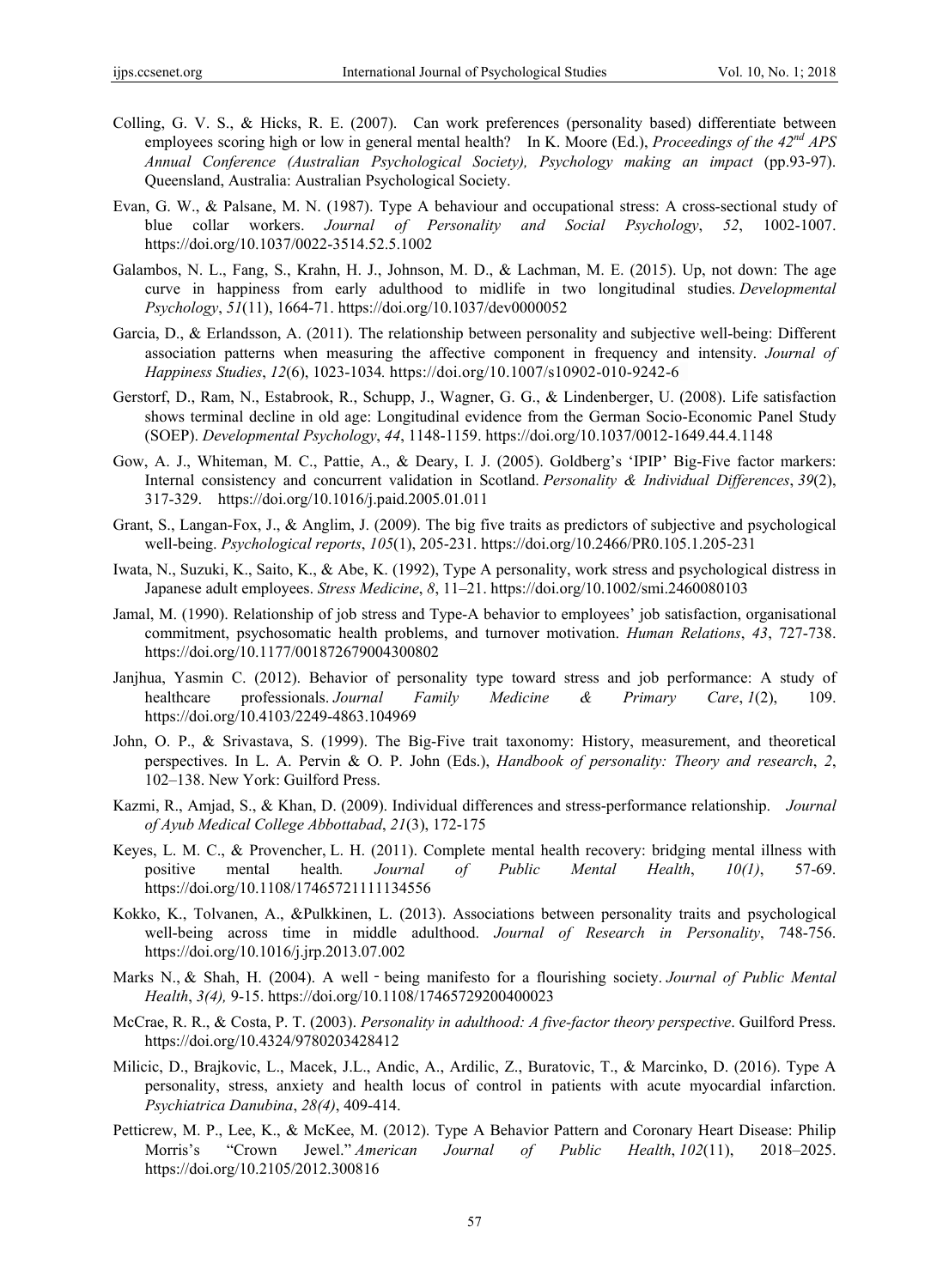Colling, G. V. S., & Hicks, R. E. (2007). Can work preferences (personality based) differentiate between employees scoring high or low in general mental health? In K. Moore (Ed.), *Proceedings of the 42nd APS Annual Conference (Australian Psychological Society), Psychology making an impact* (pp.93-97). Queensland, Australia: Australian Psychological Society.

Evan, G. W., & Palsane, M. N. (1987). Type A behaviour and occupational stress: A cross-sectional study of blue collar workers. *Journal of Personality and Social Psychology*, *52*, 1002-1007. https://doi.org/10.1037/0022-3514.52.5.1002

Galambos, N. L., Fang, S., Krahn, H. J., Johnson, M. D., & Lachman, M. E. (2015). Up, not down: The age curve in happiness from early adulthood to midlife in two longitudinal studies. *Developmental Psychology*, *51*(11), 1664-71. https://doi.org/10.1037/dev0000052

Garcia, D., & Erlandsson, A. (2011). The relationship between personality and subjective well-being: Different association patterns when measuring the affective component in frequency and intensity. *Journal of Happiness Studies*, *12*(6), 1023-1034*.* https://doi.org/10.1007/s10902-010-9242-6

Gerstorf, D., Ram, N., Estabrook, R., Schupp, J., Wagner, G. G., & Lindenberger, U. (2008). Life satisfaction shows terminal decline in old age: Longitudinal evidence from the German Socio-Economic Panel Study (SOEP). *Developmental Psychology*, *44*, 1148-1159. https://doi.org/10.1037/0012-1649.44.4.1148

Gow, A. J., Whiteman, M. C., Pattie, A., & Deary, I. J. (2005). Goldberg's 'IPIP' Big-Five factor markers: Internal consistency and concurrent validation in Scotland. *Personality & Individual Differences*, *39*(2), 317-329. https://doi.org/10.1016/j.paid.2005.01.011

Grant, S., Langan-Fox, J., & Anglim, J. (2009). The big five traits as predictors of subjective and psychological well-being. *Psychological reports*, *105*(1), 205-231. https://doi.org/10.2466/PR0.105.1.205-231

Iwata, N., Suzuki, K., Saito, K., & Abe, K. (1992), Type A personality, work stress and psychological distress in Japanese adult employees. *Stress Medicine*, *8*, 11–21. https://doi.org/10.1002/smi.2460080103

Jamal, M. (1990). Relationship of job stress and Type-A behavior to employees' job satisfaction, organisational commitment, psychosomatic health problems, and turnover motivation. *Human Relations*, *43*, 727-738. https://doi.org/10.1177/001872679004300802

Janjhua, Yasmin C. (2012). Behavior of personality type toward stress and job performance: A study of healthcare professionals. *Journal Family Medicine & Primary Care*, *1*(2), 109. https://doi.org/10.4103/2249-4863.104969

John, O. P., & Srivastava, S. (1999). The Big-Five trait taxonomy: History, measurement, and theoretical perspectives. In L. A. Pervin & O. P. John (Eds.), *Handbook of personality: Theory and research*, *2*, 102–138. New York: Guilford Press.

Kazmi, R., Amjad, S., & Khan, D. (2009). Individual differences and stress-performance relationship. *Journal of Ayub Medical College Abbottabad*, *21*(3), 172-175

Keyes, L. M. C., & Provencher, L. H. (2011). Complete mental health recovery: bridging mental illness with positive mental health*. Journal of Public Mental Health*, *10(1)*, 57-69. https://doi.org/10.1108/17465721111134556

Kokko, K., Tolvanen, A., &Pulkkinen, L. (2013). Associations between personality traits and psychological well-being across time in middle adulthood. *Journal of Research in Personality*, 748-756. https://doi.org/10.1016/j.jrp.2013.07.002

Marks N., & Shah, H. (2004). A well‐being manifesto for a flourishing society. *Journal of Public Mental Health*, *3(4),* 9-15. https://doi.org/10.1108/17465729200400023

McCrae, R. R., & Costa, P. T. (2003). *Personality in adulthood: A five-factor theory perspective*. Guilford Press. https://doi.org/10.4324/9780203428412

Milicic, D., Brajkovic, L., Macek, J.L., Andic, A., Ardilic, Z., Buratovic, T., & Marcinko, D. (2016). Type A personality, stress, anxiety and health locus of control in patients with acute myocardial infarction. *Psychiatrica Danubina*, *28(4)*, 409-414.

Petticrew, M. P., Lee, K., & McKee, M. (2012). Type A Behavior Pattern and Coronary Heart Disease: Philip Morris's "Crown Jewel." *American Journal of Public Health*, *102*(11), 2018–2025. https://doi.org/10.2105/2012.300816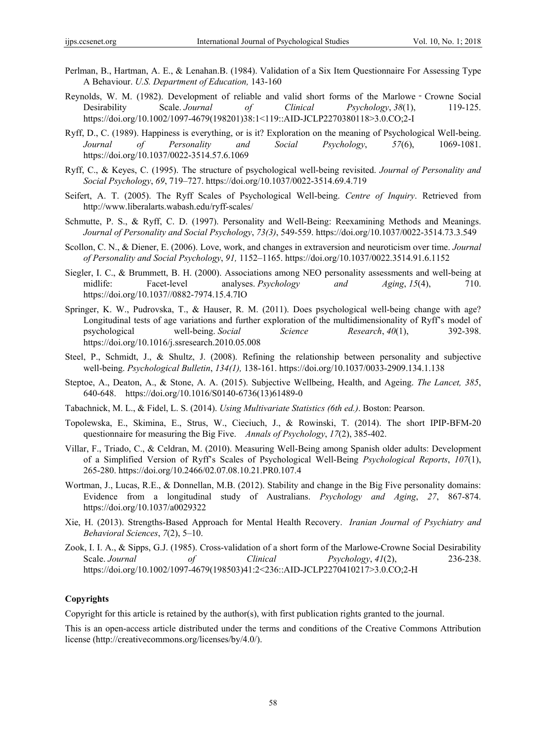Perlman, B., Hartman, A. E., & Lenahan.B. (1984). Validation of a Six Item Questionnaire For Assessing Type A Behaviour. *U.S. Department of Education,* 143-160

Reynolds, W. M. (1982). Development of reliable and valid short forms of the Marlowe‐Crowne Social Desirability Scale. *Journal of Clinical Psychology*, *38*(1), 119-125. https://doi.org/10.1002/1097-4679(198201)38:1<119::AID-JCLP2270380118>3.0.CO;2-I

Ryff, D., C. (1989). Happiness is everything, or is it? Exploration on the meaning of Psychological Well-being. *Journal of Personality and Social Psychology*, *57*(6), 1069-1081. https://doi.org/10.1037/0022-3514.57.6.1069

Ryff, C., & Keyes, C. (1995). The structure of psychological well-being revisited. *Journal of Personality and Social Psychology*, *69*, 719–727. https://doi.org/10.1037/0022-3514.69.4.719

Seifert, A. T. (2005). The Ryff Scales of Psychological Well-being. *Centre of Inquiry*. Retrieved from http://www.liberalarts.wabash.edu/ryff-scales/

Schmutte, P. S., & Ryff, C. D. (1997). Personality and Well-Being: Reexamining Methods and Meanings. *Journal of Personality and Social Psychology*, *73(3)*, 549-559. https://doi.org/10.1037/0022-3514.73.3.549

Scollon, C. N., & Diener, E. (2006). Love, work, and changes in extraversion and neuroticism over time. *Journal of Personality and Social Psychology*, *91,* 1152–1165. https://doi.org/10.1037/0022.3514.91.6.1152

Siegler, I. C., & Brummett, B. H. (2000). Associations among NEO personality assessments and well-being at midlife: Facet-level analyses. *Psychology and Aging*, *15*(4), 710. https://doi.org/10.1037//0882-7974.15.4.7IO

Springer, K. W., Pudrovska, T., & Hauser, R. M. (2011). Does psychological well-being change with age? Longitudinal tests of age variations and further exploration of the multidimensionality of Ryff's model of psychological well-being. *Social Science Research*, *40*(1), 392-398. https://doi.org/10.1016/j.ssresearch.2010.05.008

Steel, P., Schmidt, J., & Shultz, J. (2008). Refining the relationship between personality and subjective well-being. *Psychological Bulletin*, *134(1),* 138-161. https://doi.org/10.1037/0033-2909.134.1.138

Steptoe, A., Deaton, A., & Stone, A. A. (2015). Subjective Wellbeing, Health, and Ageing. *The Lancet, 385*, 640-648. https://doi.org/10.1016/S0140-6736(13)61489-0

Tabachnick, M. L., & Fidel, L. S. (2014). *Using Multivariate Statistics (6th ed.)*. Boston: Pearson.

Topolewska, E., Skimina, E., Strus, W., Cieciuch, J., & Rowinski, T. (2014). The short IPIP-BFM-20 questionnaire for measuring the Big Five. *Annals of Psychology*, *17*(2), 385-402.

Villar, F., Triado, C., & Celdran, M. (2010). Measuring Well-Being among Spanish older adults: Development of a Simplified Version of Ryff's Scales of Psychological Well-Being *Psychological Reports*, *107*(1), 265-280. https://doi.org/10.2466/02.07.08.10.21.PR0.107.4

Wortman, J., Lucas, R.E., & Donnellan, M.B. (2012). Stability and change in the Big Five personality domains: Evidence from a longitudinal study of Australians. *Psychology and Aging*, *27*, 867-874. https://doi.org/10.1037/a0029322

Xie, H. (2013). Strengths-Based Approach for Mental Health Recovery. *Iranian Journal of Psychiatry and Behavioral Sciences*, *7*(2), 5–10.

Zook, I. I. A., & Sipps, G.J. (1985). Cross-validation of a short form of the Marlowe-Crowne Social Desirability Scale. *Journal of Clinical Psychology*, *41*(2), 236-238. https://doi.org/10.1002/1097-4679(198503)41:2<236::AID-JCLP2270410217>3.0.CO;2-H

**Copyrights**

Copyright for this article is retained by the author(s), with first publication rights granted to the journal.

This is an open-access article distributed under the terms and conditions of the Creative Commons Attribution license (http://creativecommons.org/licenses/by/4.0/).